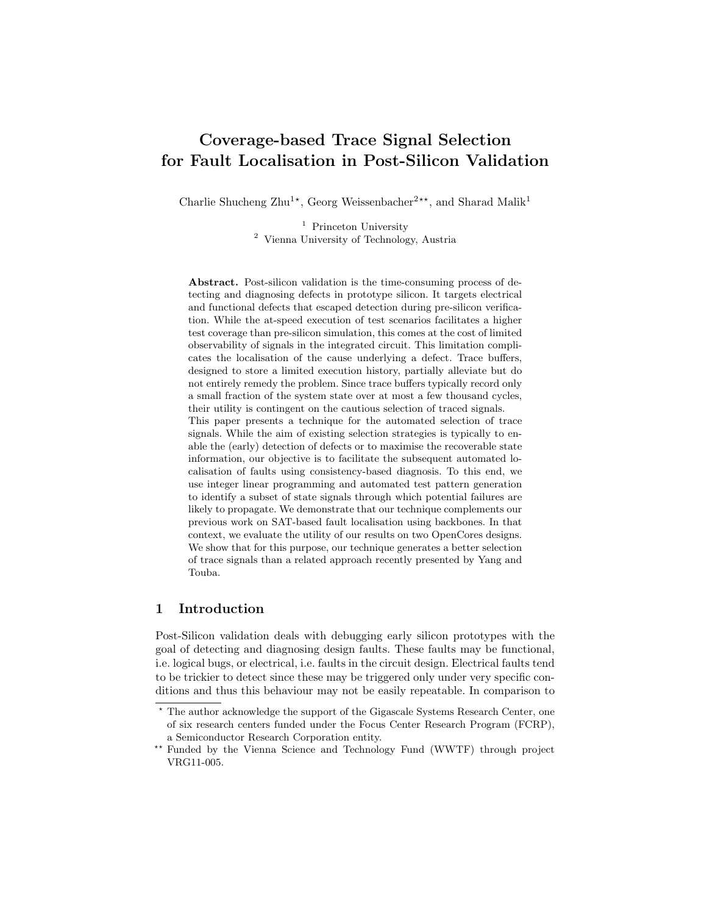# Coverage-based Trace Signal Selection for Fault Localisation in Post-Silicon Validation

Charlie Shucheng Zhu[1⋆], Georg Weissenbacher[2⋆⋆], and Sharad Malik[1]

[1] Princeton University
[2] Vienna University of Technology, Austria

**Abstract.** Post-silicon validation is the time-consuming process of detecting and diagnosing defects in prototype silicon. It targets electrical and functional defects that escaped detection during pre-silicon verification. While the at-speed execution of test scenarios facilitates a higher test coverage than pre-silicon simulation, this comes at the cost of limited observability of signals in the integrated circuit. This limitation complicates the localisation of the cause underlying a defect. Trace buffers, designed to store a limited execution history, partially alleviate but do not entirely remedy the problem. Since trace buffers typically record only a small fraction of the system state over at most a few thousand cycles, their utility is contingent on the cautious selection of traced signals.
This paper presents a technique for the automated selection of trace signals. While the aim of existing selection strategies is typically to enable the (early) detection of defects or to maximise the recoverable state information, our objective is to facilitate the subsequent automated localisation of faults using consistency-based diagnosis. To this end, we use integer linear programming and automated test pattern generation to identify a subset of state signals through which potential failures are likely to propagate. We demonstrate that our technique complements our previous work on SAT-based fault localisation using backbones. In that context, we evaluate the utility of our results on two OpenCores designs. We show that for this purpose, our technique generates a better selection of trace signals than a related approach recently presented by Yang and Touba.

## 1 Introduction

Post-Silicon validation deals with debugging early silicon prototypes with the goal of detecting and diagnosing design faults. These faults may be functional, i.e. logical bugs, or electrical, i.e. faults in the circuit design. Electrical faults tend to be trickier to detect since these may be triggered only under very specific conditions and thus this behaviour may not be easily repeatable. In comparison to

⋆ The author acknowledge the support of the Gigascale Systems Research Center, one of six research centers funded under the Focus Center Research Program (FCRP), a Semiconductor Research Corporation entity.

⋆⋆ Funded by the Vienna Science and Technology Fund (WWTF) through project VRG11-005.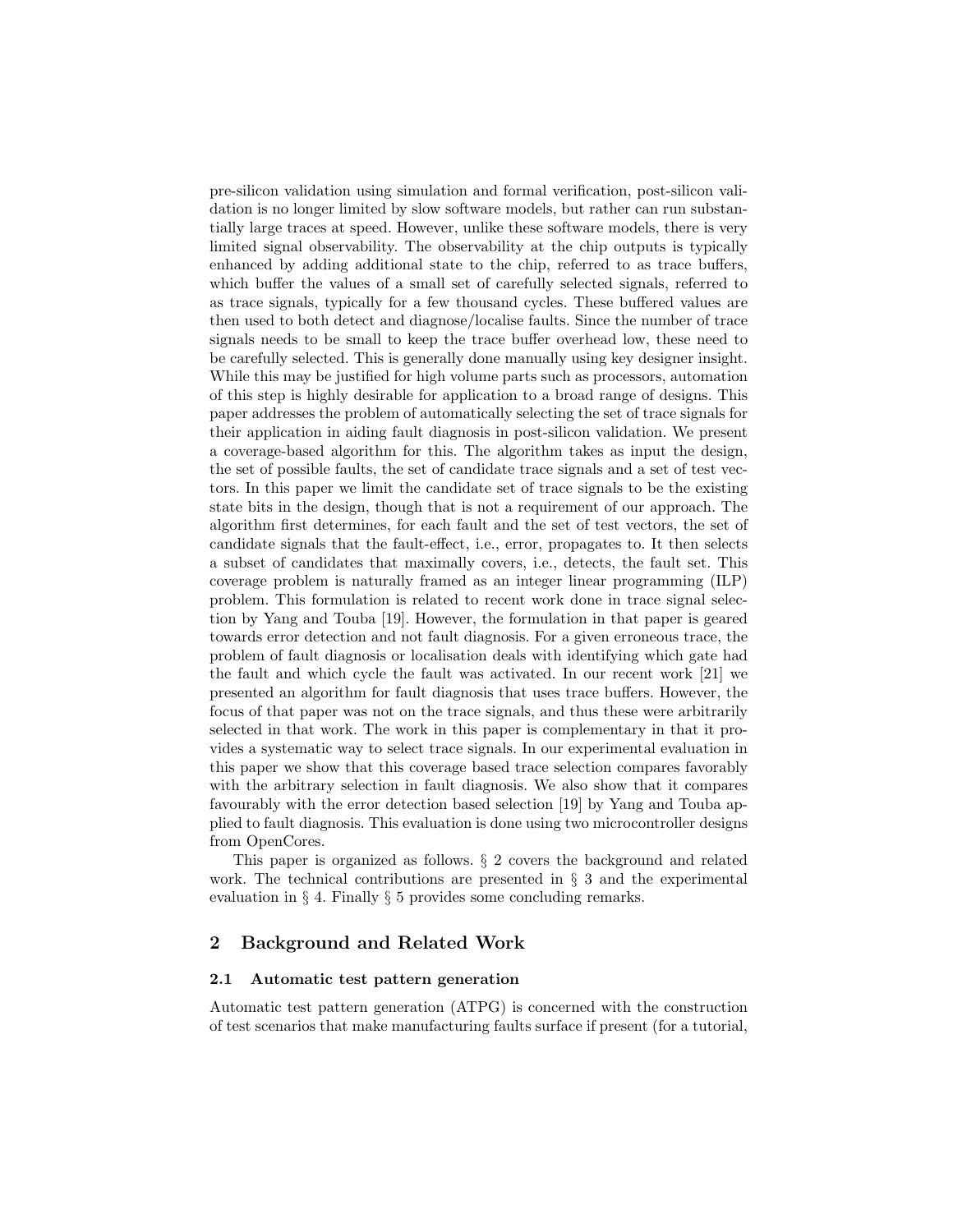pre-silicon validation using simulation and formal verification, post-silicon validation is no longer limited by slow software models, but rather can run substantially large traces at speed. However, unlike these software models, there is very limited signal observability. The observability at the chip outputs is typically enhanced by adding additional state to the chip, referred to as trace buffers, which buffer the values of a small set of carefully selected signals, referred to as trace signals, typically for a few thousand cycles. These buffered values are then used to both detect and diagnose/localise faults. Since the number of trace signals needs to be small to keep the trace buffer overhead low, these need to be carefully selected. This is generally done manually using key designer insight. While this may be justified for high volume parts such as processors, automation of this step is highly desirable for application to a broad range of designs. This paper addresses the problem of automatically selecting the set of trace signals for their application in aiding fault diagnosis in post-silicon validation. We present a coverage-based algorithm for this. The algorithm takes as input the design, the set of possible faults, the set of candidate trace signals and a set of test vectors. In this paper we limit the candidate set of trace signals to be the existing state bits in the design, though that is not a requirement of our approach. The algorithm first determines, for each fault and the set of test vectors, the set of candidate signals that the fault-effect, i.e., error, propagates to. It then selects a subset of candidates that maximally covers, i.e., detects, the fault set. This coverage problem is naturally framed as an integer linear programming (ILP) problem. This formulation is related to recent work done in trace signal selection by Yang and Touba [19]. However, the formulation in that paper is geared towards error detection and not fault diagnosis. For a given erroneous trace, the problem of fault diagnosis or localisation deals with identifying which gate had the fault and which cycle the fault was activated. In our recent work [21] we presented an algorithm for fault diagnosis that uses trace buffers. However, the focus of that paper was not on the trace signals, and thus these were arbitrarily selected in that work. The work in this paper is complementary in that it provides a systematic way to select trace signals. In our experimental evaluation in this paper we show that this coverage based trace selection compares favorably with the arbitrary selection in fault diagnosis. We also show that it compares favourably with the error detection based selection [19] by Yang and Touba applied to fault diagnosis. This evaluation is done using two microcontroller designs from OpenCores.

This paper is organized as follows. § 2 covers the background and related work. The technical contributions are presented in § 3 and the experimental evaluation in § 4. Finally § 5 provides some concluding remarks.

## 2 Background and Related Work

### 2.1 Automatic test pattern generation

Automatic test pattern generation (ATPG) is concerned with the construction of test scenarios that make manufacturing faults surface if present (for a tutorial,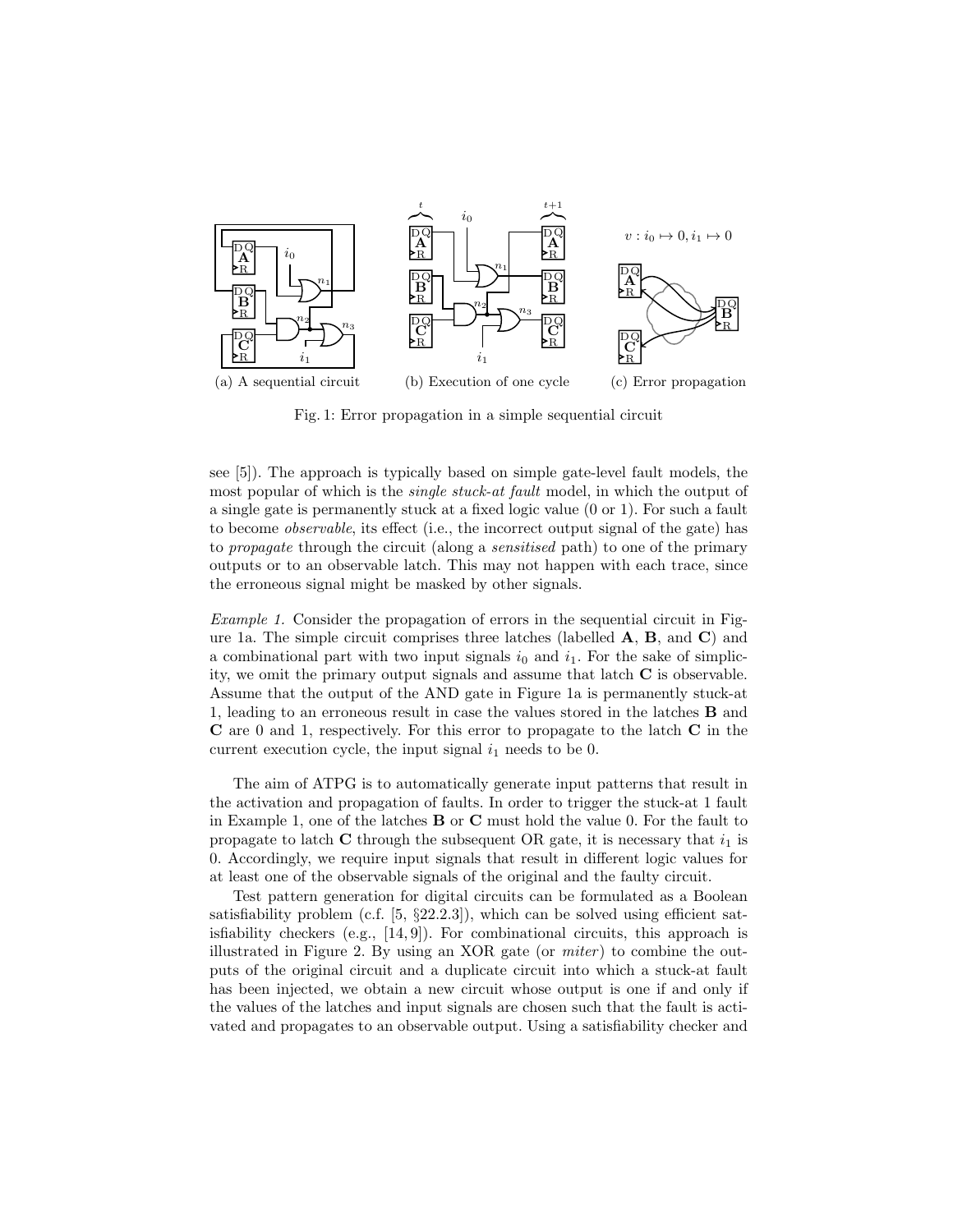(a) A sequential circuit

(b) Execution of one cycle

(c) Error propagation

Fig. 1: Error propagation in a simple sequential circuit

see [5]). The approach is typically based on simple gate-level fault models, the most popular of which is the *single stuck-at fault* model, in which the output of a single gate is permanently stuck at a fixed logic value (0 or 1). For such a fault to become *observable*, its effect (i.e., the incorrect output signal of the gate) has to *propagate* through the circuit (along a *sensitised* path) to one of the primary outputs or to an observable latch. This may not happen with each trace, since the erroneous signal might be masked by other signals.

*Example 1.* Consider the propagation of errors in the sequential circuit in Figure 1a. The simple circuit comprises three latches (labelled **A**, **B**, and **C**) and a combinational part with two input signals $i_0$ and $i_1$. For the sake of simplicity, we omit the primary output signals and assume that latch **C** is observable. Assume that the output of the AND gate in Figure 1a is permanently stuck-at 1, leading to an erroneous result in case the values stored in the latches **B** and **C** are 0 and 1, respectively. For this error to propagate to the latch **C** in the current execution cycle, the input signal $i_1$ needs to be 0.

The aim of ATPG is to automatically generate input patterns that result in the activation and propagation of faults. In order to trigger the stuck-at 1 fault in Example 1, one of the latches **B** or **C** must hold the value 0. For the fault to propagate to latch **C** through the subsequent OR gate, it is necessary that $i_1$ is 0. Accordingly, we require input signals that result in different logic values for at least one of the observable signals of the original and the faulty circuit.

Test pattern generation for digital circuits can be formulated as a Boolean satisfiability problem (c.f. [5, §22.2.3]), which can be solved using efficient satisfiability checkers (e.g., [14, 9]). For combinational circuits, this approach is illustrated in Figure 2. By using an XOR gate (or *miter*) to combine the outputs of the original circuit and a duplicate circuit into which a stuck-at fault has been injected, we obtain a new circuit whose output is one if and only if the values of the latches and input signals are chosen such that the fault is activated and propagates to an observable output. Using a satisfiability checker and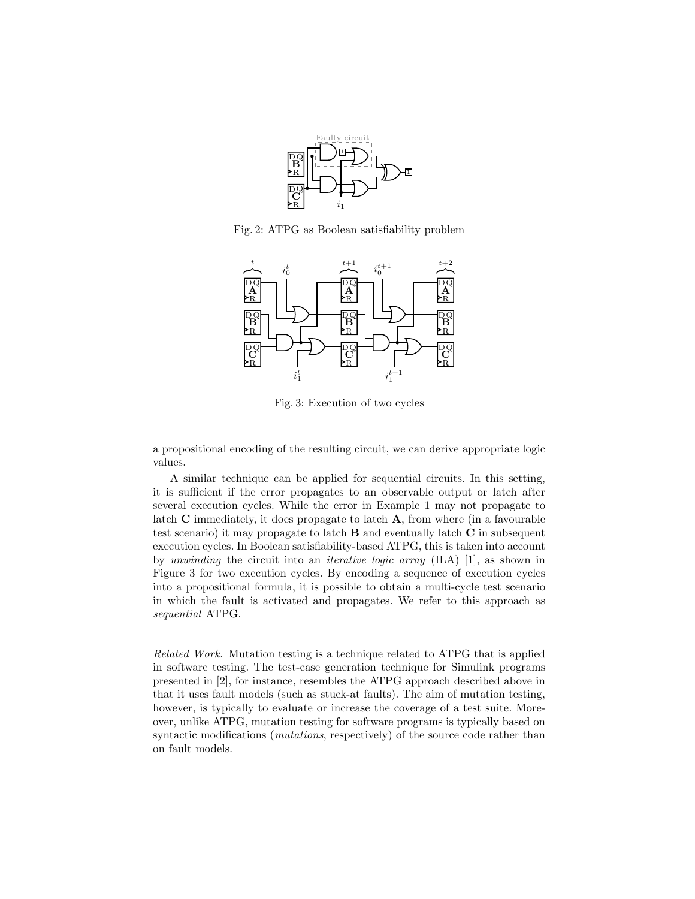Fig. 2: ATPG as Boolean satisfiability problem

Fig. 3: Execution of two cycles

a propositional encoding of the resulting circuit, we can derive appropriate logic values.

A similar technique can be applied for sequential circuits. In this setting, it is sufficient if the error propagates to an observable output or latch after several execution cycles. While the error in Example 1 may not propagate to latch **C** immediately, it does propagate to latch **A**, from where (in a favourable test scenario) it may propagate to latch **B** and eventually latch **C** in subsequent execution cycles. In Boolean satisfiability-based ATPG, this is taken into account by *unwinding* the circuit into an *iterative logic array* (ILA) [1], as shown in Figure 3 for two execution cycles. By encoding a sequence of execution cycles into a propositional formula, it is possible to obtain a multi-cycle test scenario in which the fault is activated and propagates. We refer to this approach as *sequential* ATPG.

*Related Work.* Mutation testing is a technique related to ATPG that is applied in software testing. The test-case generation technique for Simulink programs presented in [2], for instance, resembles the ATPG approach described above in that it uses fault models (such as stuck-at faults). The aim of mutation testing, however, is typically to evaluate or increase the coverage of a test suite. Moreover, unlike ATPG, mutation testing for software programs is typically based on syntactic modifications (*mutations*, respectively) of the source code rather than on fault models.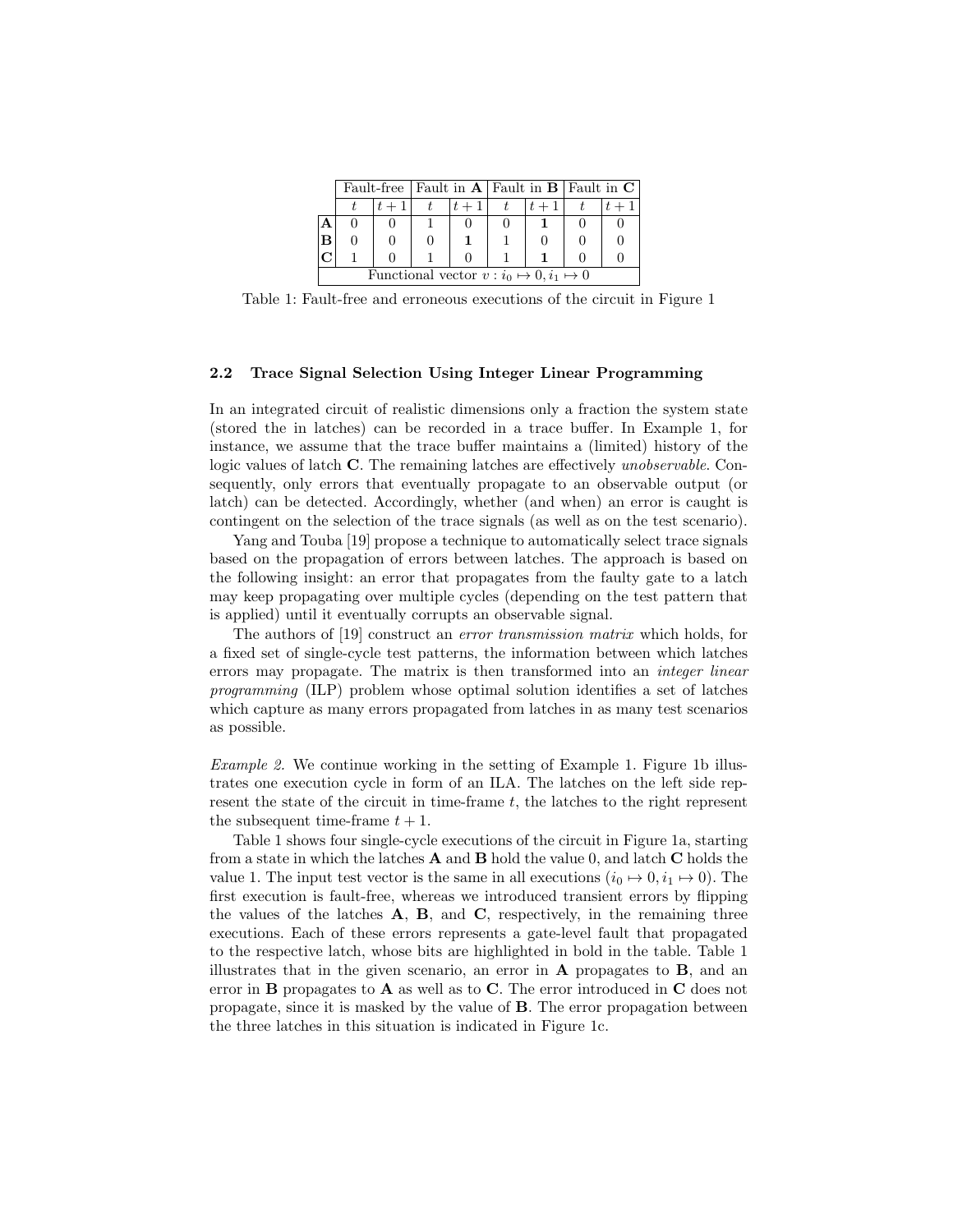| | Fault-free | | Fault in **A** | | Fault in **B** | | Fault in **C** | |
|---|---|---|---|---|---|---|---|---|
| | $t$ | $t+1$ | $t$ | $t+1$ | $t$ | $t+1$ | $t$ | $t+1$ |
| **A** | 0 | 0 | 1 | 0 | 0 | **1** | 0 | 0 |
| **B** | 0 | 0 | 0 | **1** | 1 | 0 | 0 | 0 |
| **C** | 1 | 0 | 1 | 0 | 1 | **1** | 0 | 0 |
| Functional vector $v : i_0 \mapsto 0, i_1 \mapsto 0$ | | | | | | | | |

Table 1: Fault-free and erroneous executions of the circuit in Figure 1

### 2.2 Trace Signal Selection Using Integer Linear Programming

In an integrated circuit of realistic dimensions only a fraction the system state (stored the in latches) can be recorded in a trace buffer. In Example 1, for instance, we assume that the trace buffer maintains a (limited) history of the logic values of latch **C**. The remaining latches are effectively *unobservable*. Consequently, only errors that eventually propagate to an observable output (or latch) can be detected. Accordingly, whether (and when) an error is caught is contingent on the selection of the trace signals (as well as on the test scenario).

Yang and Touba [19] propose a technique to automatically select trace signals based on the propagation of errors between latches. The approach is based on the following insight: an error that propagates from the faulty gate to a latch may keep propagating over multiple cycles (depending on the test pattern that is applied) until it eventually corrupts an observable signal.

The authors of [19] construct an *error transmission matrix* which holds, for a fixed set of single-cycle test patterns, the information between which latches errors may propagate. The matrix is then transformed into an *integer linear programming* (ILP) problem whose optimal solution identifies a set of latches which capture as many errors propagated from latches in as many test scenarios as possible.

*Example 2.* We continue working in the setting of Example 1. Figure 1b illustrates one execution cycle in form of an ILA. The latches on the left side represent the state of the circuit in time-frame $t$, the latches to the right represent the subsequent time-frame $t+1$.

Table 1 shows four single-cycle executions of the circuit in Figure 1a, starting from a state in which the latches **A** and **B** hold the value 0, and latch **C** holds the value 1. The input test vector is the same in all executions ($i_0 \mapsto 0, i_1 \mapsto 0$). The first execution is fault-free, whereas we introduced transient errors by flipping the values of the latches **A**, **B**, and **C**, respectively, in the remaining three executions. Each of these errors represents a gate-level fault that propagated to the respective latch, whose bits are highlighted in bold in the table. Table 1 illustrates that in the given scenario, an error in **A** propagates to **B**, and an error in **B** propagates to **A** as well as to **C**. The error introduced in **C** does not propagate, since it is masked by the value of **B**. The error propagation between the three latches in this situation is indicated in Figure 1c.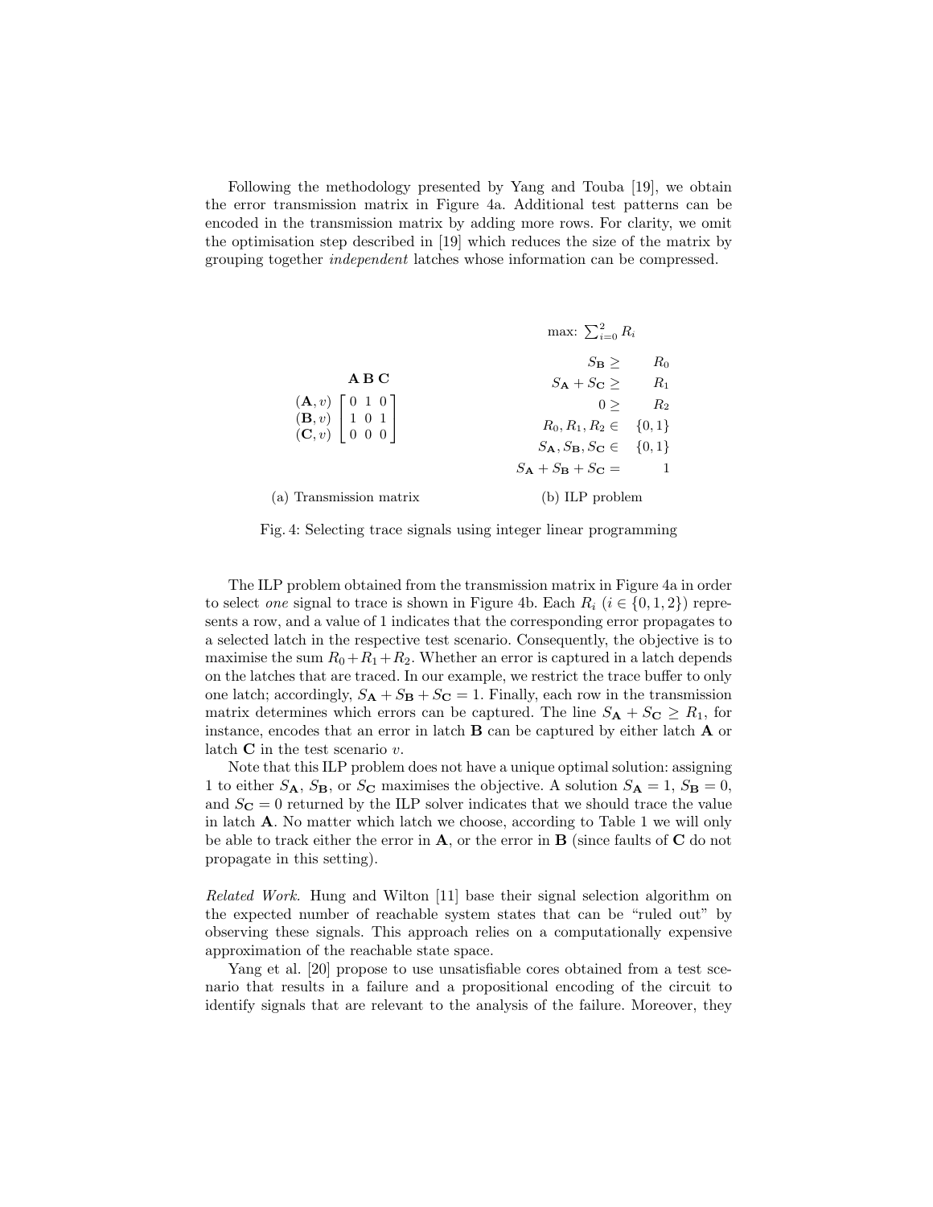Following the methodology presented by Yang and Touba [19], we obtain the error transmission matrix in Figure 4a. Additional test patterns can be encoded in the transmission matrix by adding more rows. For clarity, we omit the optimisation step described in [19] which reduces the size of the matrix by grouping together *independent* latches whose information can be compressed.

$$
\begin{array}{c}
\quad\quad\quad\ \mathbf{A}\ \mathbf{B}\ \mathbf{C} \\
\begin{array}{c} (\mathbf{A}, v) \\ (\mathbf{B}, v) \\ (\mathbf{C}, v) \end{array}
\begin{bmatrix} 0 & 1 & 0 \\ 1 & 0 & 1 \\ 0 & 0 & 0 \end{bmatrix}
\end{array}
$$

(a) Transmission matrix

$$
\begin{aligned}
&\text{max: } \textstyle\sum_{i=0}^{2} R_i \\
S_{\mathbf{B}} &\geq R_0 \\
S_{\mathbf{A}} + S_{\mathbf{C}} &\geq R_1 \\
0 &\geq R_2 \\
R_0, R_1, R_2 &\in \{0,1\} \\
S_{\mathbf{A}}, S_{\mathbf{B}}, S_{\mathbf{C}} &\in \{0,1\} \\
S_{\mathbf{A}} + S_{\mathbf{B}} + S_{\mathbf{C}} &= 1
\end{aligned}
$$

(b) ILP problem

Fig. 4: Selecting trace signals using integer linear programming

The ILP problem obtained from the transmission matrix in Figure 4a in order to select *one* signal to trace is shown in Figure 4b. Each $R_i$ ($i \in \{0, 1, 2\}$) represents a row, and a value of 1 indicates that the corresponding error propagates to a selected latch in the respective test scenario. Consequently, the objective is to maximise the sum $R_0 + R_1 + R_2$. Whether an error is captured in a latch depends on the latches that are traced. In our example, we restrict the trace buffer to only one latch; accordingly, $S_{\mathbf{A}} + S_{\mathbf{B}} + S_{\mathbf{C}} = 1$. Finally, each row in the transmission matrix determines which errors can be captured. The line $S_{\mathbf{A}} + S_{\mathbf{C}} \geq R_1$, for instance, encodes that an error in latch **B** can be captured by either latch **A** or latch **C** in the test scenario $v$.

Note that this ILP problem does not have a unique optimal solution: assigning 1 to either $S_{\mathbf{A}}$, $S_{\mathbf{B}}$, or $S_{\mathbf{C}}$ maximises the objective. A solution $S_{\mathbf{A}} = 1$, $S_{\mathbf{B}} = 0$, and $S_{\mathbf{C}} = 0$ returned by the ILP solver indicates that we should trace the value in latch **A**. No matter which latch we choose, according to Table 1 we will only be able to track either the error in **A**, or the error in **B** (since faults of **C** do not propagate in this setting).

*Related Work.* Hung and Wilton [11] base their signal selection algorithm on the expected number of reachable system states that can be "ruled out" by observing these signals. This approach relies on a computationally expensive approximation of the reachable state space.

Yang et al. [20] propose to use unsatisfiable cores obtained from a test scenario that results in a failure and a propositional encoding of the circuit to identify signals that are relevant to the analysis of the failure. Moreover, they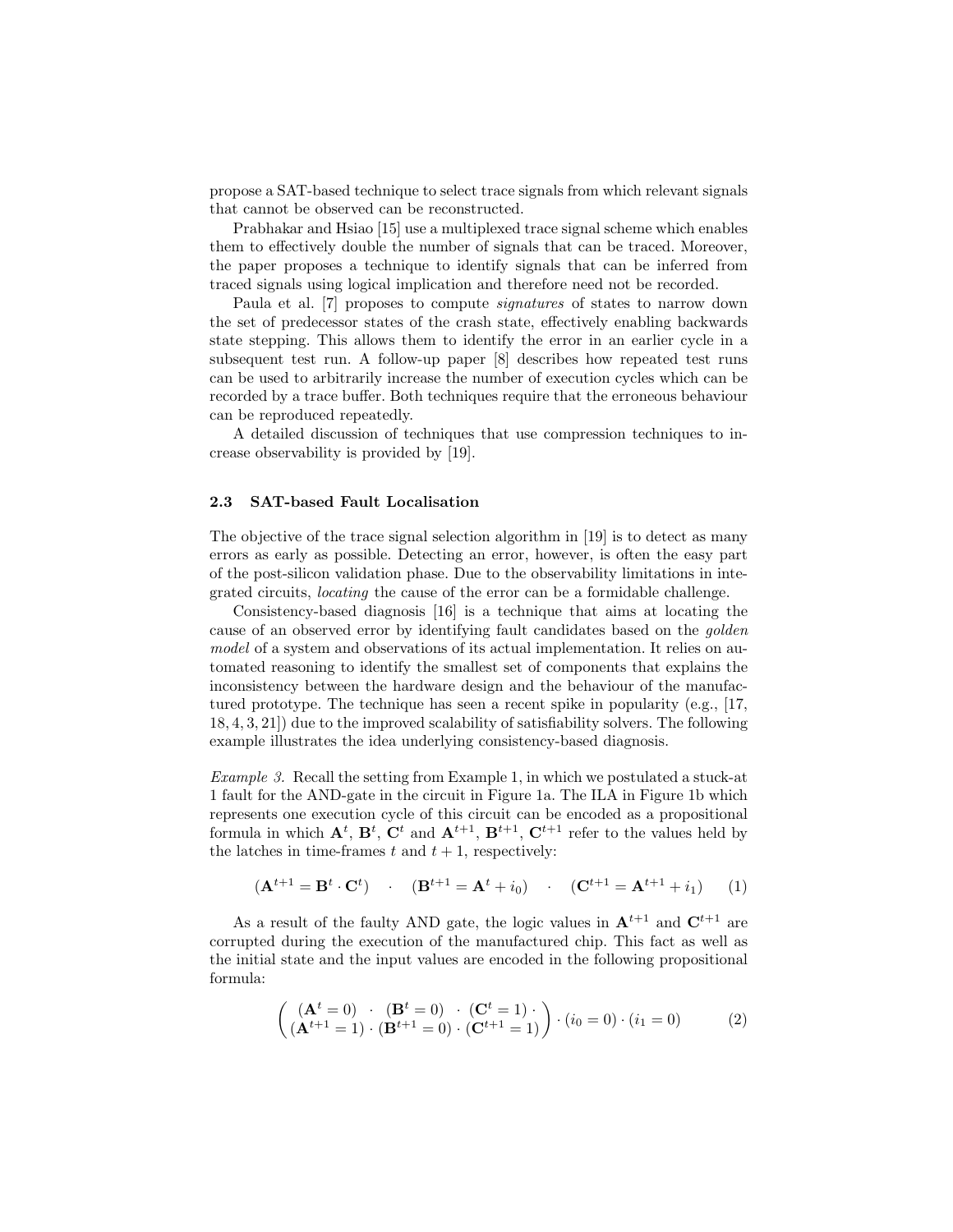propose a SAT-based technique to select trace signals from which relevant signals that cannot be observed can be reconstructed.

Prabhakar and Hsiao [15] use a multiplexed trace signal scheme which enables them to effectively double the number of signals that can be traced. Moreover, the paper proposes a technique to identify signals that can be inferred from traced signals using logical implication and therefore need not be recorded.

Paula et al. [7] proposes to compute *signatures* of states to narrow down the set of predecessor states of the crash state, effectively enabling backwards state stepping. This allows them to identify the error in an earlier cycle in a subsequent test run. A follow-up paper [8] describes how repeated test runs can be used to arbitrarily increase the number of execution cycles which can be recorded by a trace buffer. Both techniques require that the erroneous behaviour can be reproduced repeatedly.

A detailed discussion of techniques that use compression techniques to increase observability is provided by [19].

### 2.3 SAT-based Fault Localisation

The objective of the trace signal selection algorithm in [19] is to detect as many errors as early as possible. Detecting an error, however, is often the easy part of the post-silicon validation phase. Due to the observability limitations in integrated circuits, *locating* the cause of the error can be a formidable challenge.

Consistency-based diagnosis [16] is a technique that aims at locating the cause of an observed error by identifying fault candidates based on the *golden model* of a system and observations of its actual implementation. It relies on automated reasoning to identify the smallest set of components that explains the inconsistency between the hardware design and the behaviour of the manufactured prototype. The technique has seen a recent spike in popularity (e.g., [17, 18, 4, 3, 21]) due to the improved scalability of satisfiability solvers. The following example illustrates the idea underlying consistency-based diagnosis.

*Example 3.* Recall the setting from Example 1, in which we postulated a stuck-at 1 fault for the AND-gate in the circuit in Figure 1a. The ILA in Figure 1b which represents one execution cycle of this circuit can be encoded as a propositional formula in which $\mathbf{A}^t$, $\mathbf{B}^t$, $\mathbf{C}^t$ and $\mathbf{A}^{t+1}$, $\mathbf{B}^{t+1}$, $\mathbf{C}^{t+1}$ refer to the values held by the latches in time-frames $t$ and $t+1$, respectively:

$$(\mathbf{A}^{t+1} = \mathbf{B}^t \cdot \mathbf{C}^t) \quad \cdot \quad (\mathbf{B}^{t+1} = \mathbf{A}^t + i_0) \quad \cdot \quad (\mathbf{C}^{t+1} = \mathbf{A}^{t+1} + i_1) \tag{1}$$

As a result of the faulty AND gate, the logic values in $\mathbf{A}^{t+1}$ and $\mathbf{C}^{t+1}$ are corrupted during the execution of the manufactured chip. This fact as well as the initial state and the input values are encoded in the following propositional formula:

$$\begin{pmatrix} (\mathbf{A}^t = 0) \ \cdot \ (\mathbf{B}^t = 0) \ \cdot \ (\mathbf{C}^t = 1) \cdot \\ (\mathbf{A}^{t+1} = 1) \cdot (\mathbf{B}^{t+1} = 0) \cdot (\mathbf{C}^{t+1} = 1) \end{pmatrix} \cdot (i_0 = 0) \cdot (i_1 = 0) \tag{2}$$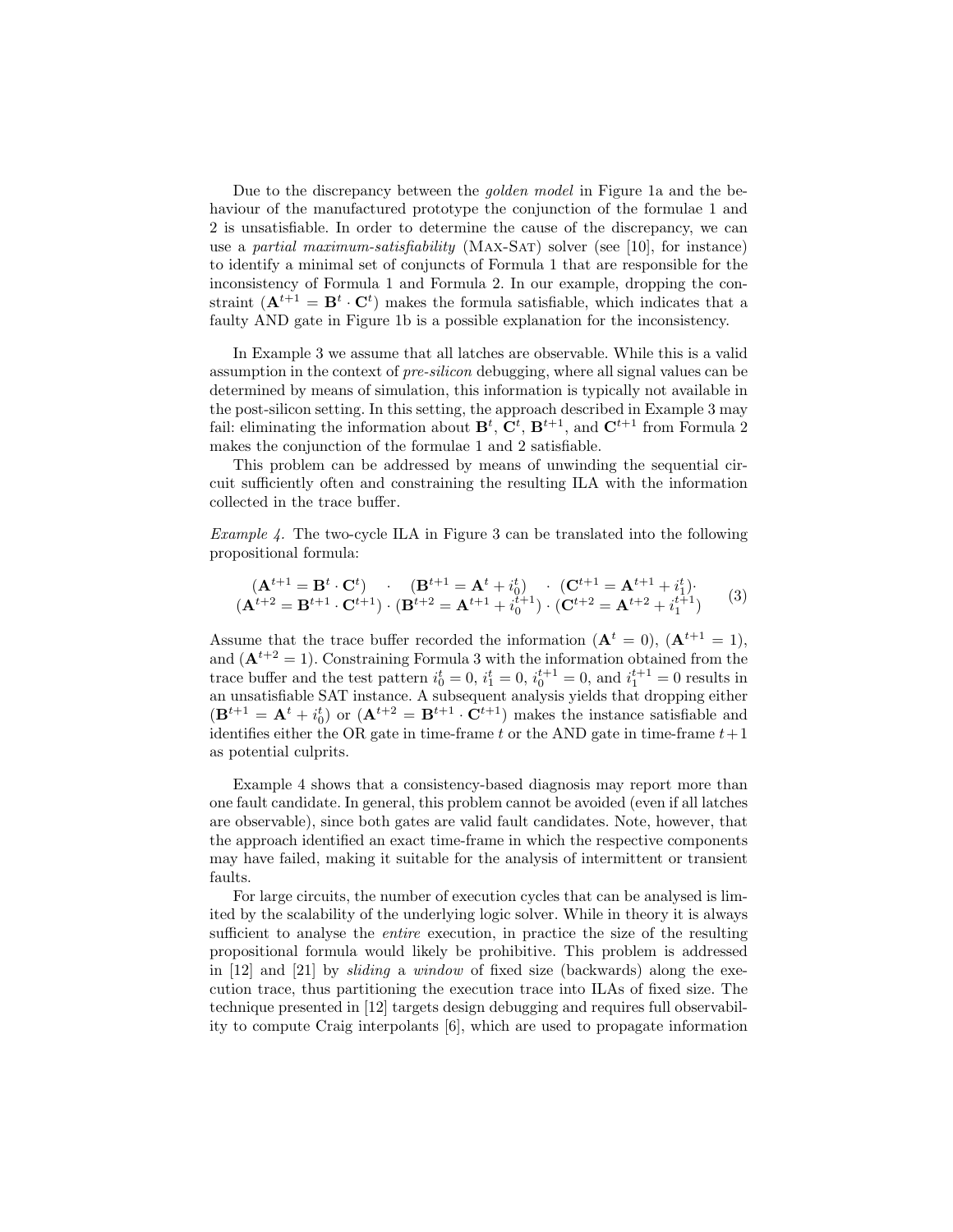Due to the discrepancy between the *golden model* in Figure 1a and the behaviour of the manufactured prototype the conjunction of the formulae 1 and 2 is unsatisfiable. In order to determine the cause of the discrepancy, we can use a *partial maximum-satisfiability* (MAX-SAT) solver (see [10], for instance) to identify a minimal set of conjuncts of Formula 1 that are responsible for the inconsistency of Formula 1 and Formula 2. In our example, dropping the constraint $(\mathbf{A}^{t+1} = \mathbf{B}^t \cdot \mathbf{C}^t)$ makes the formula satisfiable, which indicates that a faulty AND gate in Figure 1b is a possible explanation for the inconsistency.

In Example 3 we assume that all latches are observable. While this is a valid assumption in the context of *pre-silicon* debugging, where all signal values can be determined by means of simulation, this information is typically not available in the post-silicon setting. In this setting, the approach described in Example 3 may fail: eliminating the information about $\mathbf{B}^t$, $\mathbf{C}^t$, $\mathbf{B}^{t+1}$, and $\mathbf{C}^{t+1}$ from Formula 2 makes the conjunction of the formulae 1 and 2 satisfiable.

This problem can be addressed by means of unwinding the sequential circuit sufficiently often and constraining the resulting ILA with the information collected in the trace buffer.

*Example 4.* The two-cycle ILA in Figure 3 can be translated into the following propositional formula:

$$
\begin{array}{c}
(\mathbf{A}^{t+1} = \mathbf{B}^t \cdot \mathbf{C}^t) \quad \cdot \quad (\mathbf{B}^{t+1} = \mathbf{A}^t + i_0^t) \quad \cdot \; (\mathbf{C}^{t+1} = \mathbf{A}^{t+1} + i_1^t) \cdot \\
(\mathbf{A}^{t+2} = \mathbf{B}^{t+1} \cdot \mathbf{C}^{t+1}) \cdot (\mathbf{B}^{t+2} = \mathbf{A}^{t+1} + i_0^{t+1}) \cdot (\mathbf{C}^{t+2} = \mathbf{A}^{t+2} + i_1^{t+1})
\end{array}
\tag{3}
$$

Assume that the trace buffer recorded the information $(\mathbf{A}^t = 0)$, $(\mathbf{A}^{t+1} = 1)$, and $(\mathbf{A}^{t+2} = 1)$. Constraining Formula 3 with the information obtained from the trace buffer and the test pattern $i_0^t = 0$, $i_1^t = 0$, $i_0^{t+1} = 0$, and $i_1^{t+1} = 0$ results in an unsatisfiable SAT instance. A subsequent analysis yields that dropping either $(\mathbf{B}^{t+1} = \mathbf{A}^t + i_0^t)$ or $(\mathbf{A}^{t+2} = \mathbf{B}^{t+1} \cdot \mathbf{C}^{t+1})$ makes the instance satisfiable and identifies either the OR gate in time-frame $t$ or the AND gate in time-frame $t+1$ as potential culprits.

Example 4 shows that a consistency-based diagnosis may report more than one fault candidate. In general, this problem cannot be avoided (even if all latches are observable), since both gates are valid fault candidates. Note, however, that the approach identified an exact time-frame in which the respective components may have failed, making it suitable for the analysis of intermittent or transient faults.

For large circuits, the number of execution cycles that can be analysed is limited by the scalability of the underlying logic solver. While in theory it is always sufficient to analyse the *entire* execution, in practice the size of the resulting propositional formula would likely be prohibitive. This problem is addressed in [12] and [21] by *sliding* a *window* of fixed size (backwards) along the execution trace, thus partitioning the execution trace into ILAs of fixed size. The technique presented in [12] targets design debugging and requires full observability to compute Craig interpolants [6], which are used to propagate information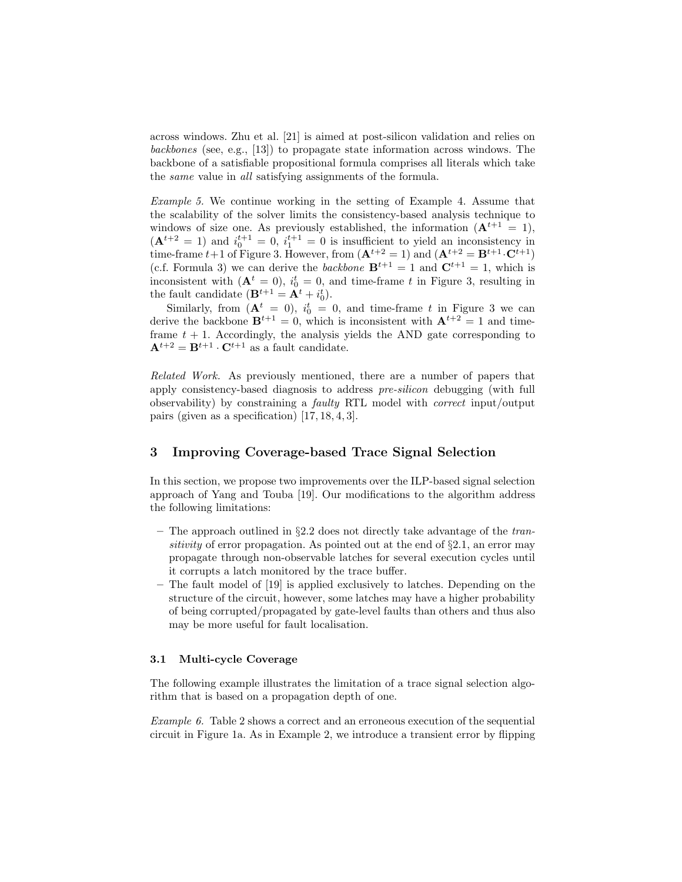across windows. Zhu et al. [21] is aimed at post-silicon validation and relies on *backbones* (see, e.g., [13]) to propagate state information across windows. The backbone of a satisfiable propositional formula comprises all literals which take the *same* value in *all* satisfying assignments of the formula.

*Example 5.* We continue working in the setting of Example 4. Assume that the scalability of the solver limits the consistency-based analysis technique to windows of size one. As previously established, the information ($\mathbf{A}^{t+1} = 1$), ($\mathbf{A}^{t+2} = 1$) and $i_0^{t+1} = 0$, $i_1^{t+1} = 0$ is insufficient to yield an inconsistency in time-frame $t+1$ of Figure 3. However, from ($\mathbf{A}^{t+2} = 1$) and ($\mathbf{A}^{t+2} = \mathbf{B}^{t+1} \cdot \mathbf{C}^{t+1}$) (c.f. Formula 3) we can derive the *backbone* $\mathbf{B}^{t+1} = 1$ and $\mathbf{C}^{t+1} = 1$, which is inconsistent with ($\mathbf{A}^{t} = 0$), $i_0^t = 0$, and time-frame $t$ in Figure 3, resulting in the fault candidate ($\mathbf{B}^{t+1} = \mathbf{A}^t + i_0^t$).

Similarly, from ($\mathbf{A}^t = 0$), $i_0^t = 0$, and time-frame $t$ in Figure 3 we can derive the backbone $\mathbf{B}^{t+1} = 0$, which is inconsistent with $\mathbf{A}^{t+2} = 1$ and time-frame $t + 1$. Accordingly, the analysis yields the AND gate corresponding to $\mathbf{A}^{t+2} = \mathbf{B}^{t+1} \cdot \mathbf{C}^{t+1}$ as a fault candidate.

*Related Work.* As previously mentioned, there are a number of papers that apply consistency-based diagnosis to address *pre-silicon* debugging (with full observability) by constraining a *faulty* RTL model with *correct* input/output pairs (given as a specification) [17, 18, 4, 3].

## 3 Improving Coverage-based Trace Signal Selection

In this section, we propose two improvements over the ILP-based signal selection approach of Yang and Touba [19]. Our modifications to the algorithm address the following limitations:

- The approach outlined in §2.2 does not directly take advantage of the *transitivity* of error propagation. As pointed out at the end of §2.1, an error may propagate through non-observable latches for several execution cycles until it corrupts a latch monitored by the trace buffer.
- The fault model of [19] is applied exclusively to latches. Depending on the structure of the circuit, however, some latches may have a higher probability of being corrupted/propagated by gate-level faults than others and thus also may be more useful for fault localisation.

### 3.1 Multi-cycle Coverage

The following example illustrates the limitation of a trace signal selection algorithm that is based on a propagation depth of one.

*Example 6.* Table 2 shows a correct and an erroneous execution of the sequential circuit in Figure 1a. As in Example 2, we introduce a transient error by flipping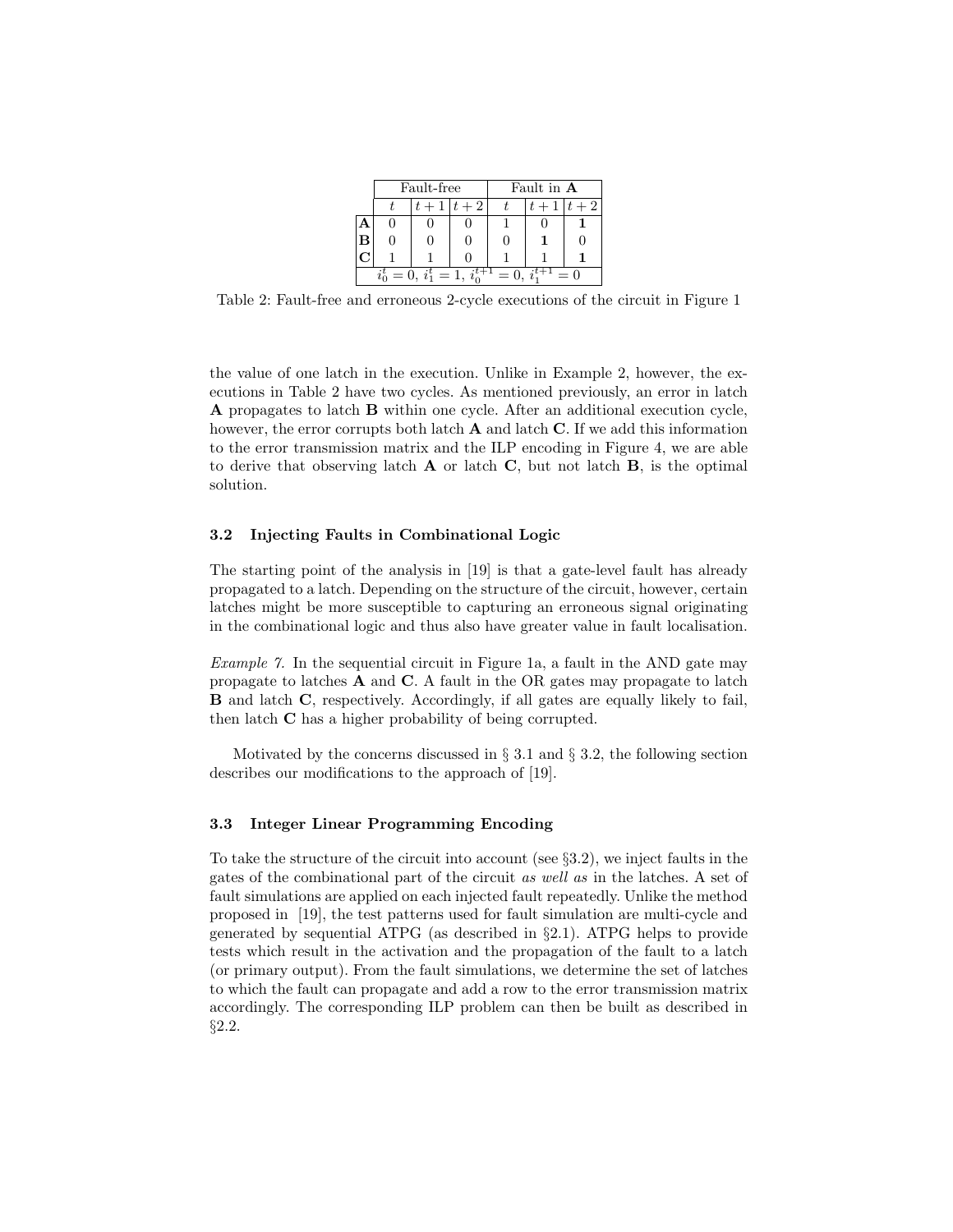| | Fault-free | | | Fault in **A** | | |
|---|---|---|---|---|---|---|
| | $t$ | $t+1$ | $t+2$ | $t$ | $t+1$ | $t+2$ |
| **A** | 0 | 0 | 0 | 1 | 0 | **1** |
| **B** | 0 | 0 | 0 | 0 | **1** | 0 |
| **C** | 1 | 1 | 0 | 1 | 1 | **1** |
| $i_0^t = 0$, $i_1^t = 1$, $i_0^{t+1} = 0$, $i_1^{t+1} = 0$ | | | | | | |

Table 2: Fault-free and erroneous 2-cycle executions of the circuit in Figure 1

the value of one latch in the execution. Unlike in Example 2, however, the executions in Table 2 have two cycles. As mentioned previously, an error in latch **A** propagates to latch **B** within one cycle. After an additional execution cycle, however, the error corrupts both latch **A** and latch **C**. If we add this information to the error transmission matrix and the ILP encoding in Figure 4, we are able to derive that observing latch **A** or latch **C**, but not latch **B**, is the optimal solution.

### 3.2 Injecting Faults in Combinational Logic

The starting point of the analysis in [19] is that a gate-level fault has already propagated to a latch. Depending on the structure of the circuit, however, certain latches might be more susceptible to capturing an erroneous signal originating in the combinational logic and thus also have greater value in fault localisation.

*Example 7.* In the sequential circuit in Figure 1a, a fault in the AND gate may propagate to latches **A** and **C**. A fault in the OR gates may propagate to latch **B** and latch **C**, respectively. Accordingly, if all gates are equally likely to fail, then latch **C** has a higher probability of being corrupted.

Motivated by the concerns discussed in § 3.1 and § 3.2, the following section describes our modifications to the approach of [19].

### 3.3 Integer Linear Programming Encoding

To take the structure of the circuit into account (see §3.2), we inject faults in the gates of the combinational part of the circuit *as well as* in the latches. A set of fault simulations are applied on each injected fault repeatedly. Unlike the method proposed in [19], the test patterns used for fault simulation are multi-cycle and generated by sequential ATPG (as described in §2.1). ATPG helps to provide tests which result in the activation and the propagation of the fault to a latch (or primary output). From the fault simulations, we determine the set of latches to which the fault can propagate and add a row to the error transmission matrix accordingly. The corresponding ILP problem can then be built as described in §2.2.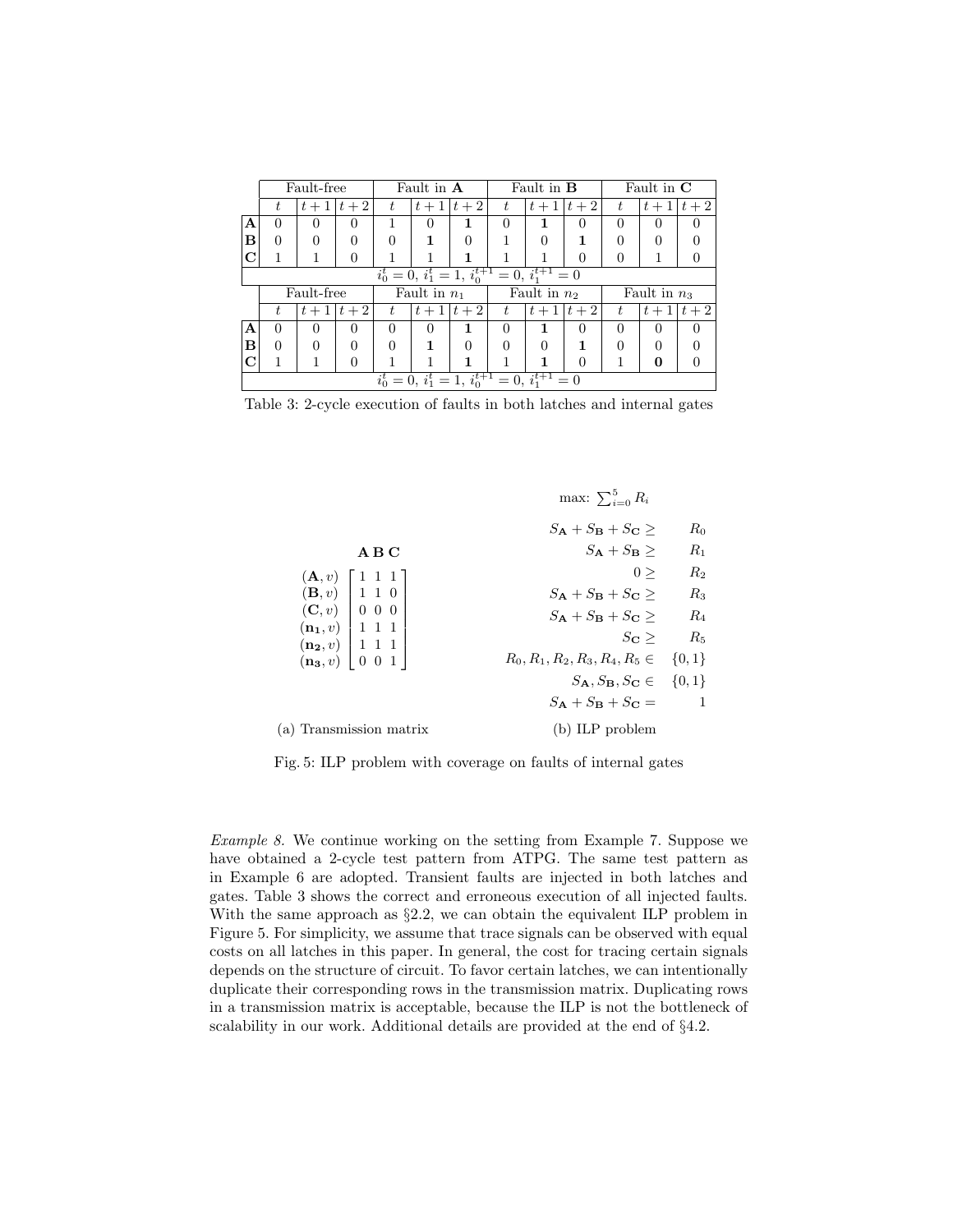|  | Fault-free | | | Fault in **A** | | | Fault in **B** | | | Fault in **C** | | |
|---|---|---|---|---|---|---|---|---|---|---|---|---|
|  | $t$ | $t+1$ | $t+2$ | $t$ | $t+1$ | $t+2$ | $t$ | $t+1$ | $t+2$ | $t$ | $t+1$ | $t+2$ |
| **A** | 0 | 0 | 0 | 1 | 0 | **1** | 0 | **1** | 0 | 0 | 0 | 0 |
| **B** | 0 | 0 | 0 | 0 | **1** | 0 | 1 | 0 | **1** | 0 | 0 | 0 |
| **C** | 1 | 1 | 0 | 1 | 1 | **1** | 1 | 1 | 0 | 0 | 1 | 0 |
| $i_0^t = 0,\ i_1^t = 1,\ i_0^{t+1} = 0,\ i_1^{t+1} = 0$ | | | | | | | | | | | | |
|  | Fault-free | | | Fault in $n_1$ | | | Fault in $n_2$ | | | Fault in $n_3$ | | |
|  | $t$ | $t+1$ | $t+2$ | $t$ | $t+1$ | $t+2$ | $t$ | $t+1$ | $t+2$ | $t$ | $t+1$ | $t+2$ |
| **A** | 0 | 0 | 0 | 0 | 0 | **1** | 0 | **1** | 0 | 0 | 0 | 0 |
| **B** | 0 | 0 | 0 | 0 | **1** | 0 | 0 | 0 | **1** | 0 | 0 | 0 |
| **C** | 1 | 1 | 0 | 1 | 1 | **1** | 1 | **1** | 0 | 1 | **0** | 0 |
| $i_0^t = 0,\ i_1^t = 1,\ i_0^{t+1} = 0,\ i_1^{t+1} = 0$ | | | | | | | | | | | | |

Table 3: 2-cycle execution of faults in both latches and internal gates

$$
\begin{array}{r}
\\
(\mathbf{A},v)\\
(\mathbf{B},v)\\
(\mathbf{C},v)\\
(\mathbf{n_1},v)\\
(\mathbf{n_2},v)\\
(\mathbf{n_3},v)
\end{array}
\begin{array}{c}
\mathbf{A}\ \mathbf{B}\ \mathbf{C}\\
\begin{bmatrix}
1 & 1 & 1\\
1 & 1 & 0\\
0 & 0 & 0\\
1 & 1 & 1\\
1 & 1 & 1\\
0 & 0 & 1
\end{bmatrix}
\end{array}
$$

(a) Transmission matrix

$$
\begin{aligned}
&\text{max: } \sum_{i=0}^{5} R_i\\
S_{\mathbf{A}} + S_{\mathbf{B}} + S_{\mathbf{C}} &\geq R_0\\
S_{\mathbf{A}} + S_{\mathbf{B}} &\geq R_1\\
0 &\geq R_2\\
S_{\mathbf{A}} + S_{\mathbf{B}} + S_{\mathbf{C}} &\geq R_3\\
S_{\mathbf{A}} + S_{\mathbf{B}} + S_{\mathbf{C}} &\geq R_4\\
S_{\mathbf{C}} &\geq R_5\\
R_0, R_1, R_2, R_3, R_4, R_5 &\in \{0,1\}\\
S_{\mathbf{A}}, S_{\mathbf{B}}, S_{\mathbf{C}} &\in \{0,1\}\\
S_{\mathbf{A}} + S_{\mathbf{B}} + S_{\mathbf{C}} &= 1
\end{aligned}
$$

(b) ILP problem

Fig. 5: ILP problem with coverage on faults of internal gates

*Example 8.* We continue working on the setting from Example 7. Suppose we have obtained a 2-cycle test pattern from ATPG. The same test pattern as in Example 6 are adopted. Transient faults are injected in both latches and gates. Table 3 shows the correct and erroneous execution of all injected faults. With the same approach as §2.2, we can obtain the equivalent ILP problem in Figure 5. For simplicity, we assume that trace signals can be observed with equal costs on all latches in this paper. In general, the cost for tracing certain signals depends on the structure of circuit. To favor certain latches, we can intentionally duplicate their corresponding rows in the transmission matrix. Duplicating rows in a transmission matrix is acceptable, because the ILP is not the bottleneck of scalability in our work. Additional details are provided at the end of §4.2.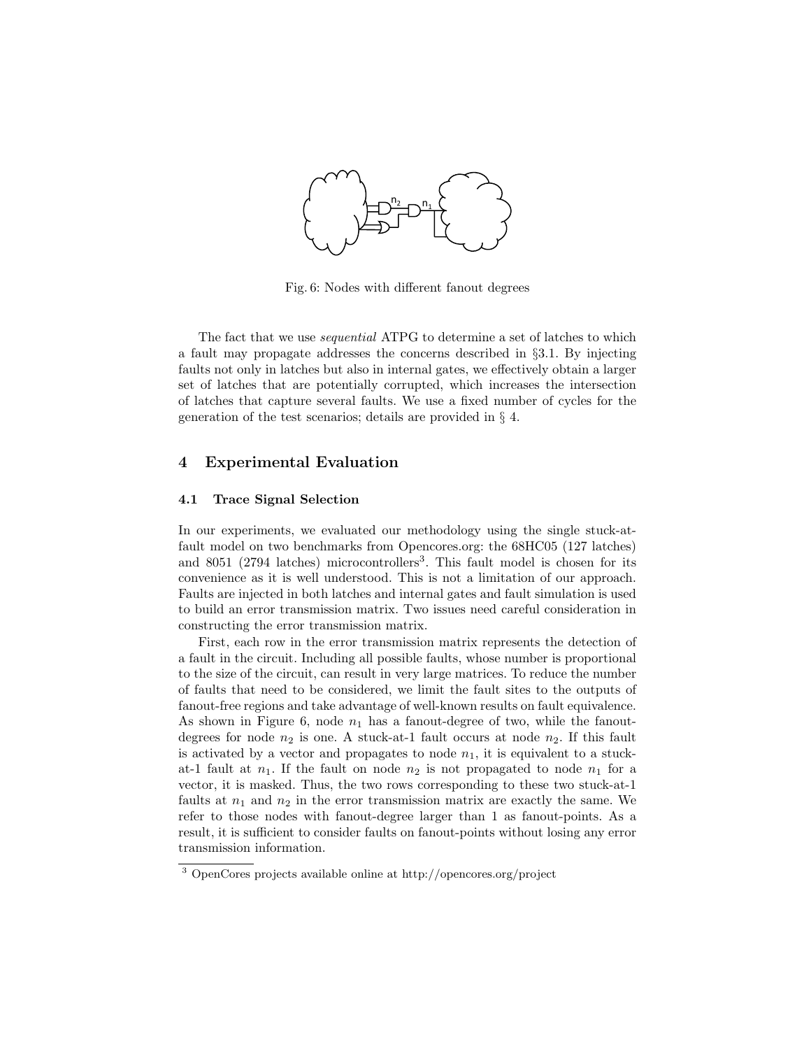Fig. 6: Nodes with different fanout degrees

The fact that we use *sequential* ATPG to determine a set of latches to which a fault may propagate addresses the concerns described in §3.1. By injecting faults not only in latches but also in internal gates, we effectively obtain a larger set of latches that are potentially corrupted, which increases the intersection of latches that capture several faults. We use a fixed number of cycles for the generation of the test scenarios; details are provided in § 4.

## 4 Experimental Evaluation

### 4.1 Trace Signal Selection

In our experiments, we evaluated our methodology using the single stuck-at-fault model on two benchmarks from Opencores.org: the 68HC05 (127 latches) and 8051 (2794 latches) microcontrollers[3]. This fault model is chosen for its convenience as it is well understood. This is not a limitation of our approach. Faults are injected in both latches and internal gates and fault simulation is used to build an error transmission matrix. Two issues need careful consideration in constructing the error transmission matrix.

First, each row in the error transmission matrix represents the detection of a fault in the circuit. Including all possible faults, whose number is proportional to the size of the circuit, can result in very large matrices. To reduce the number of faults that need to be considered, we limit the fault sites to the outputs of fanout-free regions and take advantage of well-known results on fault equivalence. As shown in Figure 6, node $n_1$ has a fanout-degree of two, while the fanout-degrees for node $n_2$ is one. A stuck-at-1 fault occurs at node $n_2$. If this fault is activated by a vector and propagates to node $n_1$, it is equivalent to a stuck-at-1 fault at $n_1$. If the fault on node $n_2$ is not propagated to node $n_1$ for a vector, it is masked. Thus, the two rows corresponding to these two stuck-at-1 faults at $n_1$ and $n_2$ in the error transmission matrix are exactly the same. We refer to those nodes with fanout-degree larger than 1 as fanout-points. As a result, it is sufficient to consider faults on fanout-points without losing any error transmission information.

[3] OpenCores projects available online at http://opencores.org/project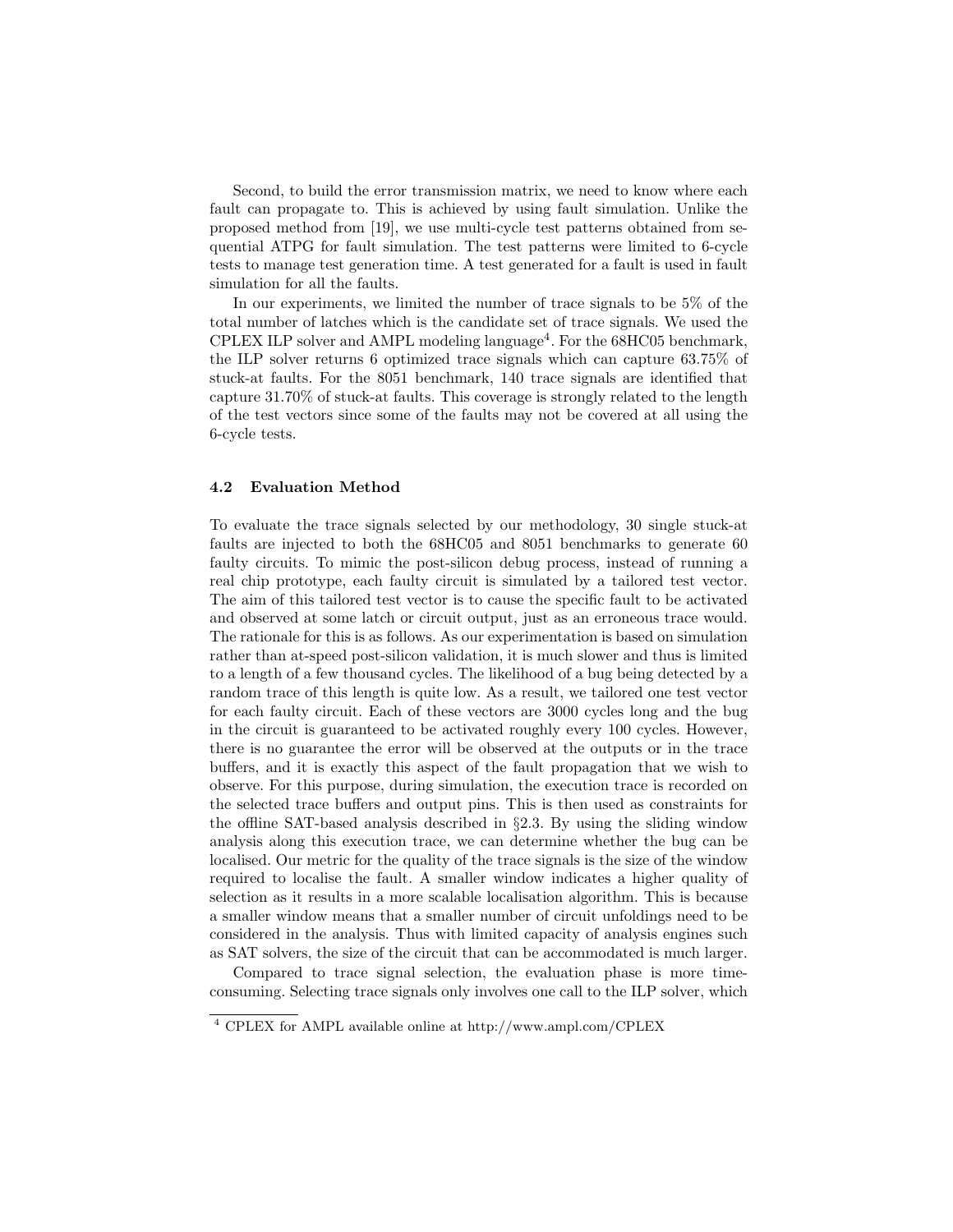Second, to build the error transmission matrix, we need to know where each fault can propagate to. This is achieved by using fault simulation. Unlike the proposed method from [19], we use multi-cycle test patterns obtained from sequential ATPG for fault simulation. The test patterns were limited to 6-cycle tests to manage test generation time. A test generated for a fault is used in fault simulation for all the faults.

In our experiments, we limited the number of trace signals to be 5% of the total number of latches which is the candidate set of trace signals. We used the CPLEX ILP solver and AMPL modeling language[4]. For the 68HC05 benchmark, the ILP solver returns 6 optimized trace signals which can capture 63.75% of stuck-at faults. For the 8051 benchmark, 140 trace signals are identified that capture 31.70% of stuck-at faults. This coverage is strongly related to the length of the test vectors since some of the faults may not be covered at all using the 6-cycle tests.

### 4.2 Evaluation Method

To evaluate the trace signals selected by our methodology, 30 single stuck-at faults are injected to both the 68HC05 and 8051 benchmarks to generate 60 faulty circuits. To mimic the post-silicon debug process, instead of running a real chip prototype, each faulty circuit is simulated by a tailored test vector. The aim of this tailored test vector is to cause the specific fault to be activated and observed at some latch or circuit output, just as an erroneous trace would. The rationale for this is as follows. As our experimentation is based on simulation rather than at-speed post-silicon validation, it is much slower and thus is limited to a length of a few thousand cycles. The likelihood of a bug being detected by a random trace of this length is quite low. As a result, we tailored one test vector for each faulty circuit. Each of these vectors are 3000 cycles long and the bug in the circuit is guaranteed to be activated roughly every 100 cycles. However, there is no guarantee the error will be observed at the outputs or in the trace buffers, and it is exactly this aspect of the fault propagation that we wish to observe. For this purpose, during simulation, the execution trace is recorded on the selected trace buffers and output pins. This is then used as constraints for the offline SAT-based analysis described in §2.3. By using the sliding window analysis along this execution trace, we can determine whether the bug can be localised. Our metric for the quality of the trace signals is the size of the window required to localise the fault. A smaller window indicates a higher quality of selection as it results in a more scalable localisation algorithm. This is because a smaller window means that a smaller number of circuit unfoldings need to be considered in the analysis. Thus with limited capacity of analysis engines such as SAT solvers, the size of the circuit that can be accommodated is much larger.

Compared to trace signal selection, the evaluation phase is more time-consuming. Selecting trace signals only involves one call to the ILP solver, which

[4] CPLEX for AMPL available online at http://www.ampl.com/CPLEX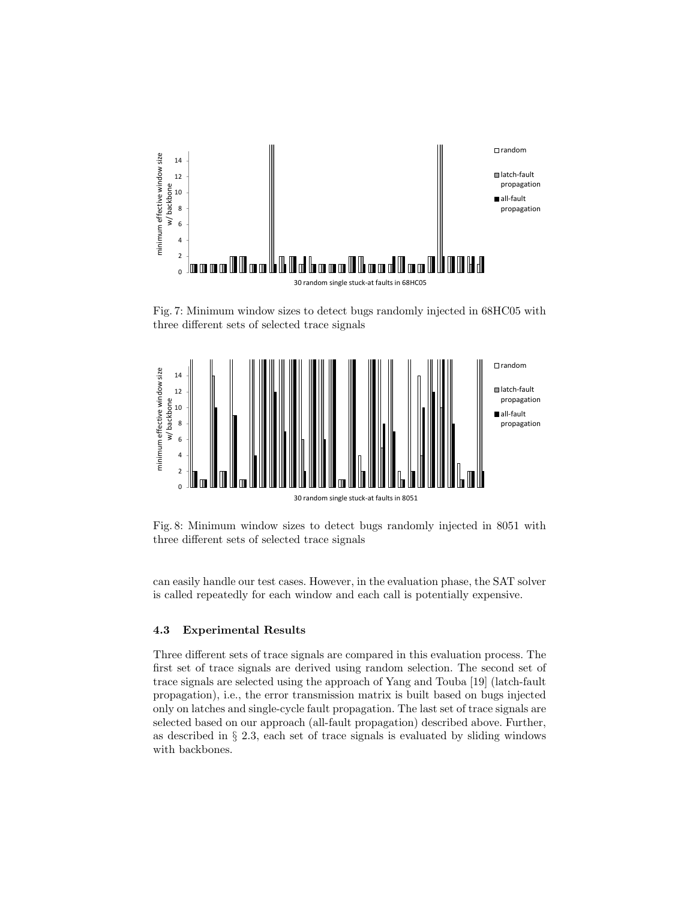Fig. 7: Minimum window sizes to detect bugs randomly injected in 68HC05 with three different sets of selected trace signals

Fig. 8: Minimum window sizes to detect bugs randomly injected in 8051 with three different sets of selected trace signals

can easily handle our test cases. However, in the evaluation phase, the SAT solver is called repeatedly for each window and each call is potentially expensive.

### 4.3 Experimental Results

Three different sets of trace signals are compared in this evaluation process. The first set of trace signals are derived using random selection. The second set of trace signals are selected using the approach of Yang and Touba [19] (latch-fault propagation), i.e., the error transmission matrix is built based on bugs injected only on latches and single-cycle fault propagation. The last set of trace signals are selected based on our approach (all-fault propagation) described above. Further, as described in § 2.3, each set of trace signals is evaluated by sliding windows with backbones.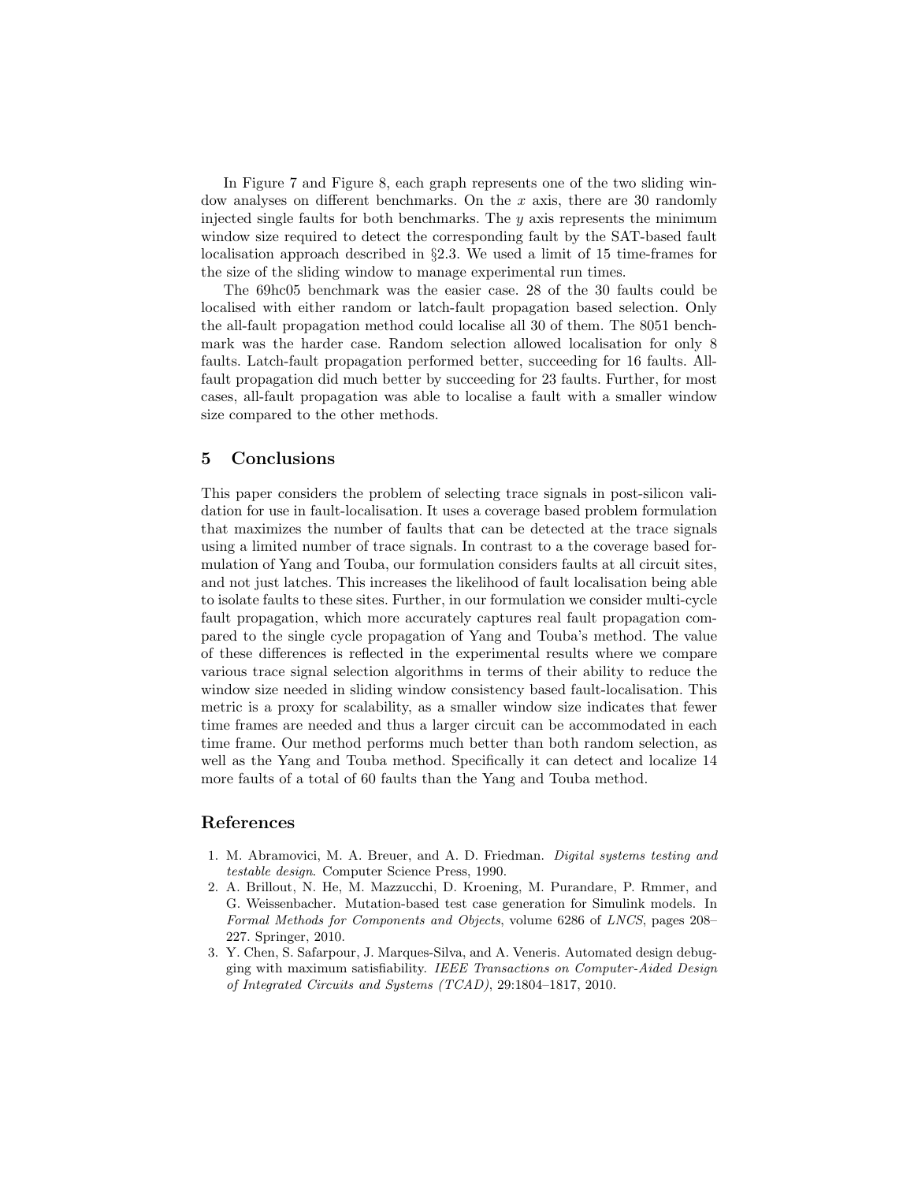In Figure 7 and Figure 8, each graph represents one of the two sliding window analyses on different benchmarks. On the $x$ axis, there are 30 randomly injected single faults for both benchmarks. The $y$ axis represents the minimum window size required to detect the corresponding fault by the SAT-based fault localisation approach described in §2.3. We used a limit of 15 time-frames for the size of the sliding window to manage experimental run times.

The 69hc05 benchmark was the easier case. 28 of the 30 faults could be localised with either random or latch-fault propagation based selection. Only the all-fault propagation method could localise all 30 of them. The 8051 benchmark was the harder case. Random selection allowed localisation for only 8 faults. Latch-fault propagation performed better, succeeding for 16 faults. All-fault propagation did much better by succeeding for 23 faults. Further, for most cases, all-fault propagation was able to localise a fault with a smaller window size compared to the other methods.

## 5 Conclusions

This paper considers the problem of selecting trace signals in post-silicon validation for use in fault-localisation. It uses a coverage based problem formulation that maximizes the number of faults that can be detected at the trace signals using a limited number of trace signals. In contrast to a the coverage based formulation of Yang and Touba, our formulation considers faults at all circuit sites, and not just latches. This increases the likelihood of fault localisation being able to isolate faults to these sites. Further, in our formulation we consider multi-cycle fault propagation, which more accurately captures real fault propagation compared to the single cycle propagation of Yang and Touba's method. The value of these differences is reflected in the experimental results where we compare various trace signal selection algorithms in terms of their ability to reduce the window size needed in sliding window consistency based fault-localisation. This metric is a proxy for scalability, as a smaller window size indicates that fewer time frames are needed and thus a larger circuit can be accommodated in each time frame. Our method performs much better than both random selection, as well as the Yang and Touba method. Specifically it can detect and localize 14 more faults of a total of 60 faults than the Yang and Touba method.

## References

1. M. Abramovici, M. A. Breuer, and A. D. Friedman. *Digital systems testing and testable design*. Computer Science Press, 1990.
2. A. Brillout, N. He, M. Mazzucchi, D. Kroening, M. Purandare, P. Rmmer, and G. Weissenbacher. Mutation-based test case generation for Simulink models. In *Formal Methods for Components and Objects*, volume 6286 of *LNCS*, pages 208–227. Springer, 2010.
3. Y. Chen, S. Safarpour, J. Marques-Silva, and A. Veneris. Automated design debugging with maximum satisfiability. *IEEE Transactions on Computer-Aided Design of Integrated Circuits and Systems (TCAD)*, 29:1804–1817, 2010.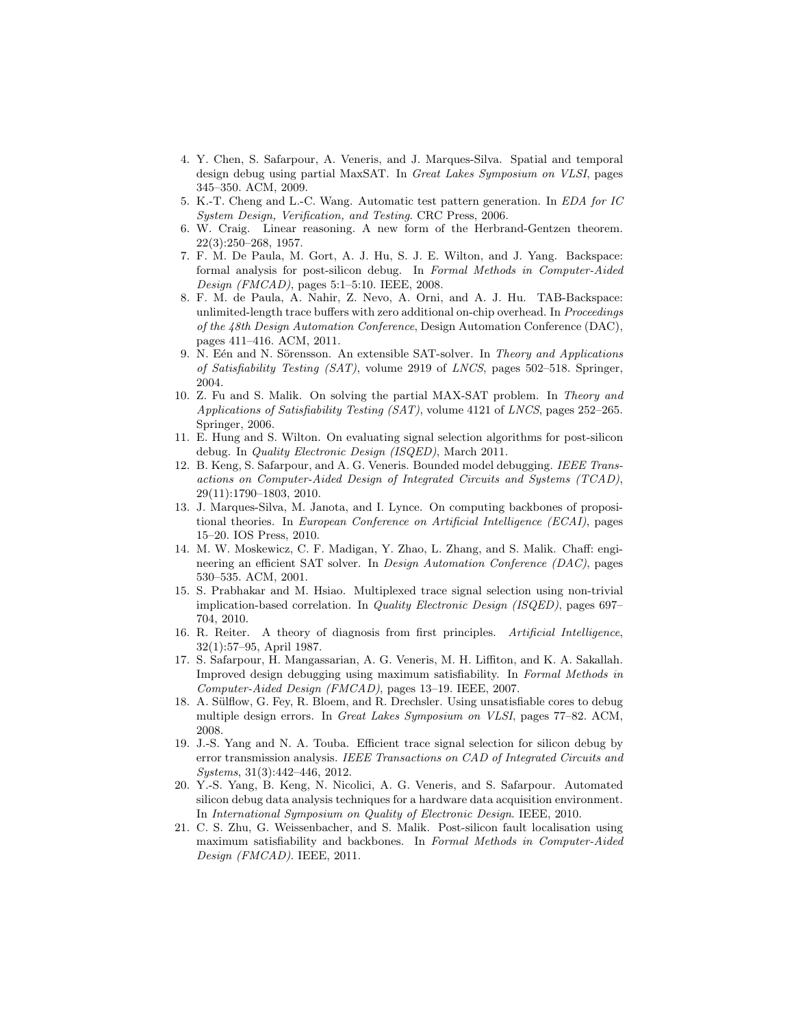4. Y. Chen, S. Safarpour, A. Veneris, and J. Marques-Silva. Spatial and temporal design debug using partial MaxSAT. In *Great Lakes Symposium on VLSI*, pages 345–350. ACM, 2009.
5. K.-T. Cheng and L.-C. Wang. Automatic test pattern generation. In *EDA for IC System Design, Verification, and Testing*. CRC Press, 2006.
6. W. Craig. Linear reasoning. A new form of the Herbrand-Gentzen theorem. 22(3):250–268, 1957.
7. F. M. De Paula, M. Gort, A. J. Hu, S. J. E. Wilton, and J. Yang. Backspace: formal analysis for post-silicon debug. In *Formal Methods in Computer-Aided Design (FMCAD)*, pages 5:1–5:10. IEEE, 2008.
8. F. M. de Paula, A. Nahir, Z. Nevo, A. Orni, and A. J. Hu. TAB-Backspace: unlimited-length trace buffers with zero additional on-chip overhead. In *Proceedings of the 48th Design Automation Conference*, Design Automation Conference (DAC), pages 411–416. ACM, 2011.
9. N. Eén and N. Sörensson. An extensible SAT-solver. In *Theory and Applications of Satisfiability Testing (SAT)*, volume 2919 of *LNCS*, pages 502–518. Springer, 2004.
10. Z. Fu and S. Malik. On solving the partial MAX-SAT problem. In *Theory and Applications of Satisfiability Testing (SAT)*, volume 4121 of *LNCS*, pages 252–265. Springer, 2006.
11. E. Hung and S. Wilton. On evaluating signal selection algorithms for post-silicon debug. In *Quality Electronic Design (ISQED)*, March 2011.
12. B. Keng, S. Safarpour, and A. G. Veneris. Bounded model debugging. *IEEE Transactions on Computer-Aided Design of Integrated Circuits and Systems (TCAD)*, 29(11):1790–1803, 2010.
13. J. Marques-Silva, M. Janota, and I. Lynce. On computing backbones of propositional theories. In *European Conference on Artificial Intelligence (ECAI)*, pages 15–20. IOS Press, 2010.
14. M. W. Moskewicz, C. F. Madigan, Y. Zhao, L. Zhang, and S. Malik. Chaff: engineering an efficient SAT solver. In *Design Automation Conference (DAC)*, pages 530–535. ACM, 2001.
15. S. Prabhakar and M. Hsiao. Multiplexed trace signal selection using non-trivial implication-based correlation. In *Quality Electronic Design (ISQED)*, pages 697–704, 2010.
16. R. Reiter. A theory of diagnosis from first principles. *Artificial Intelligence*, 32(1):57–95, April 1987.
17. S. Safarpour, H. Mangassarian, A. G. Veneris, M. H. Liffiton, and K. A. Sakallah. Improved design debugging using maximum satisfiability. In *Formal Methods in Computer-Aided Design (FMCAD)*, pages 13–19. IEEE, 2007.
18. A. Sülflow, G. Fey, R. Bloem, and R. Drechsler. Using unsatisfiable cores to debug multiple design errors. In *Great Lakes Symposium on VLSI*, pages 77–82. ACM, 2008.
19. J.-S. Yang and N. A. Touba. Efficient trace signal selection for silicon debug by error transmission analysis. *IEEE Transactions on CAD of Integrated Circuits and Systems*, 31(3):442–446, 2012.
20. Y.-S. Yang, B. Keng, N. Nicolici, A. G. Veneris, and S. Safarpour. Automated silicon debug data analysis techniques for a hardware data acquisition environment. In *International Symposium on Quality of Electronic Design*. IEEE, 2010.
21. C. S. Zhu, G. Weissenbacher, and S. Malik. Post-silicon fault localisation using maximum satisfiability and backbones. In *Formal Methods in Computer-Aided Design (FMCAD)*. IEEE, 2011.